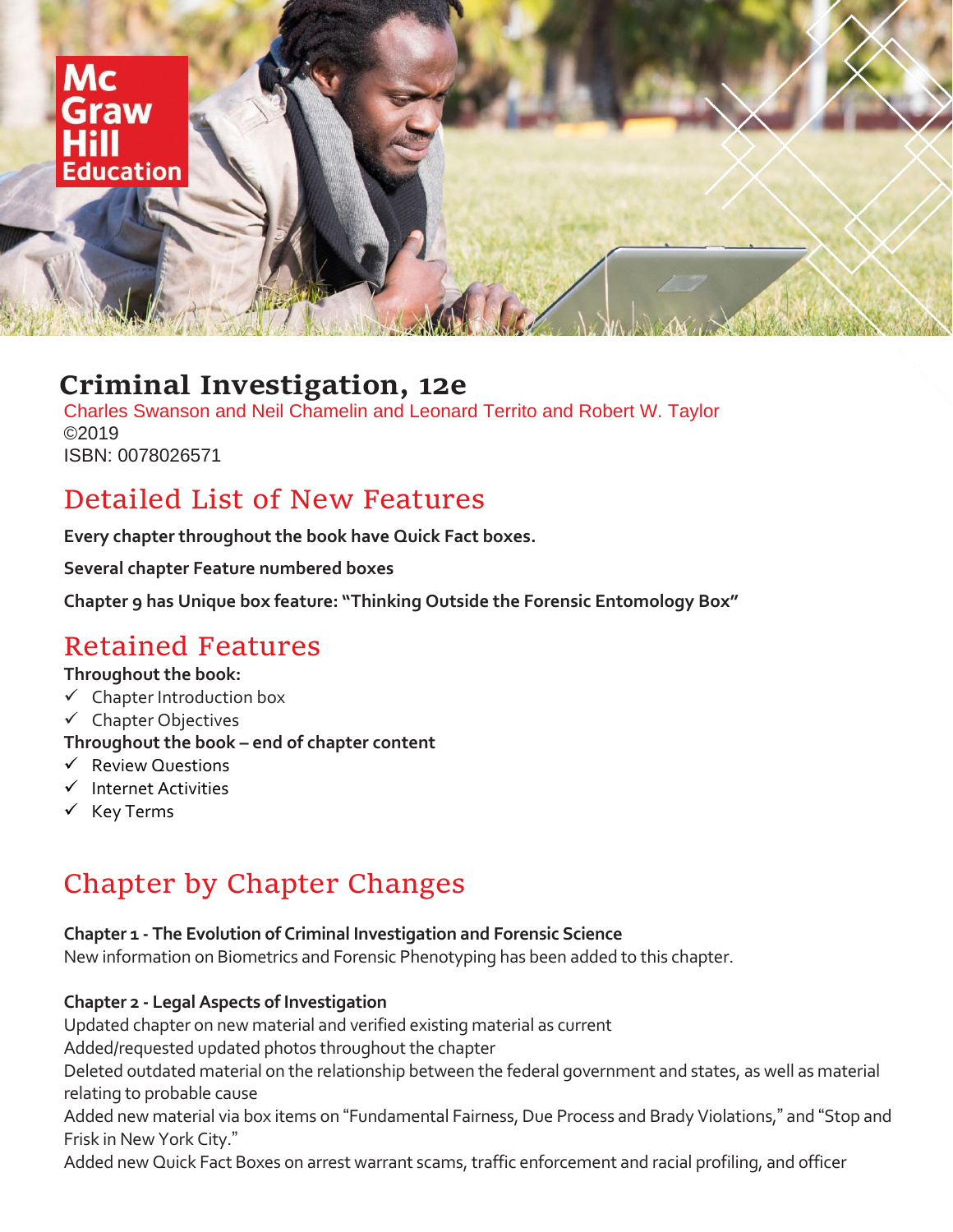# Criminal Investigation, 12e

Charles Swanson and Neil Chamelin and Leonard Territo and Robert W. Taylor
©2019
ISBN: 0078026571

## Detailed List of New Features

**Every chapter throughout the book have Quick Fact boxes.**

**Several chapter Feature numbered boxes**

**Chapter 9 has Unique box feature: "Thinking Outside the Forensic Entomology Box"**

## Retained Features

**Throughout the book:**

- ✓ Chapter Introduction box
- ✓ Chapter Objectives

**Throughout the book – end of chapter content**

- ✓ Review Questions
- ✓ Internet Activities
- ✓ Key Terms

## Chapter by Chapter Changes

**Chapter 1 - The Evolution of Criminal Investigation and Forensic Science**
New information on Biometrics and Forensic Phenotyping has been added to this chapter.

**Chapter 2 - Legal Aspects of Investigation**
Updated chapter on new material and verified existing material as current
Added/requested updated photos throughout the chapter
Deleted outdated material on the relationship between the federal government and states, as well as material relating to probable cause
Added new material via box items on "Fundamental Fairness, Due Process and Brady Violations," and "Stop and Frisk in New York City."
Added new Quick Fact Boxes on arrest warrant scams, traffic enforcement and racial profiling, and officer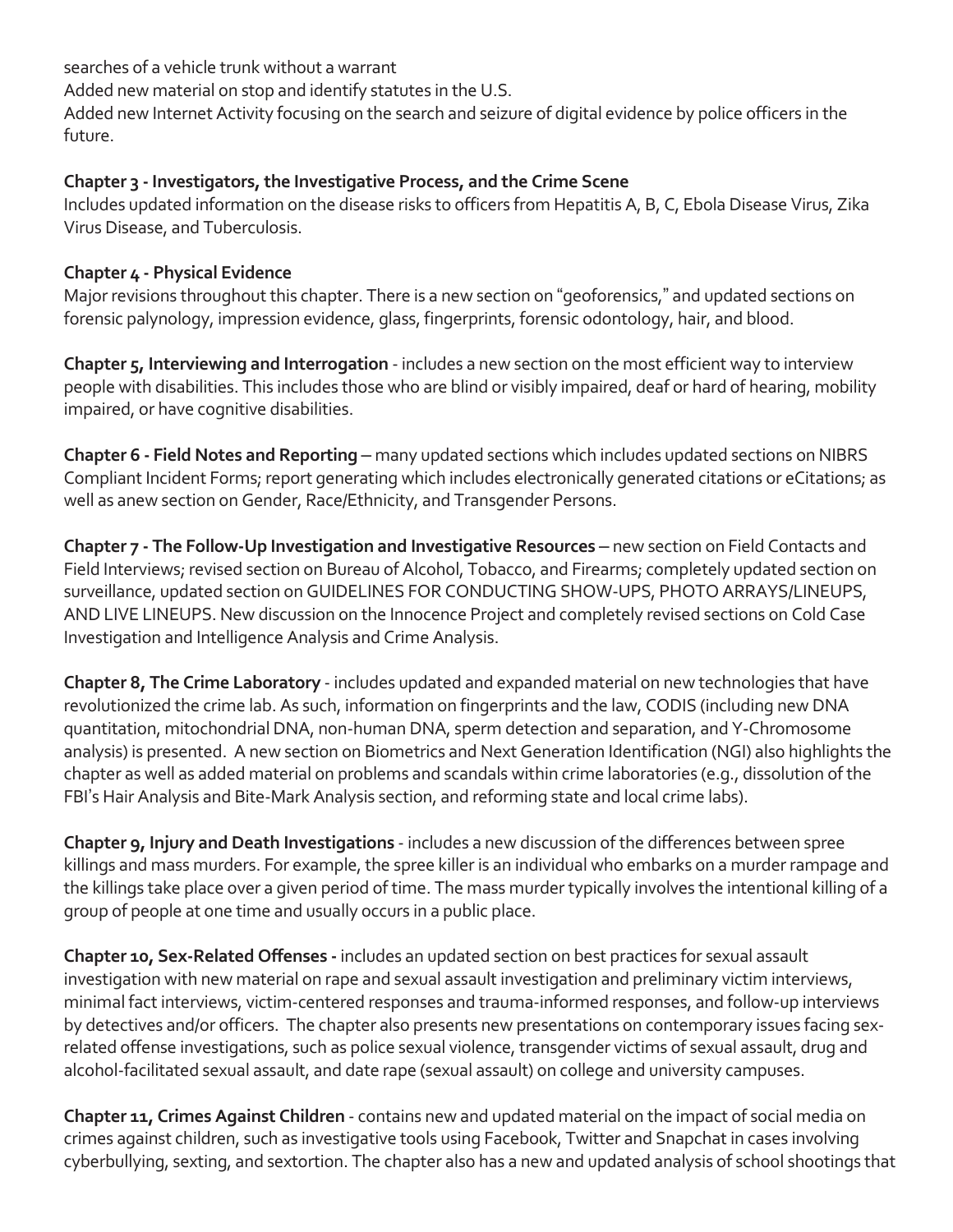searches of a vehicle trunk without a warrant

Added new material on stop and identify statutes in the U.S.

Added new Internet Activity focusing on the search and seizure of digital evidence by police officers in the future.

**Chapter 3 - Investigators, the Investigative Process, and the Crime Scene**

Includes updated information on the disease risks to officers from Hepatitis A, B, C, Ebola Disease Virus, Zika Virus Disease, and Tuberculosis.

**Chapter 4 - Physical Evidence**

Major revisions throughout this chapter. There is a new section on "geoforensics," and updated sections on forensic palynology, impression evidence, glass, fingerprints, forensic odontology, hair, and blood.

**Chapter 5, Interviewing and Interrogation** - includes a new section on the most efficient way to interview people with disabilities. This includes those who are blind or visibly impaired, deaf or hard of hearing, mobility impaired, or have cognitive disabilities.

**Chapter 6 - Field Notes and Reporting** – many updated sections which includes updated sections on NIBRS Compliant Incident Forms; report generating which includes electronically generated citations or eCitations; as well as anew section on Gender, Race/Ethnicity, and Transgender Persons.

**Chapter 7 - The Follow-Up Investigation and Investigative Resources** – new section on Field Contacts and Field Interviews; revised section on Bureau of Alcohol, Tobacco, and Firearms; completely updated section on surveillance, updated section on GUIDELINES FOR CONDUCTING SHOW-UPS, PHOTO ARRAYS/LINEUPS, AND LIVE LINEUPS. New discussion on the Innocence Project and completely revised sections on Cold Case Investigation and Intelligence Analysis and Crime Analysis.

**Chapter 8, The Crime Laboratory** - includes updated and expanded material on new technologies that have revolutionized the crime lab. As such, information on fingerprints and the law, CODIS (including new DNA quantitation, mitochondrial DNA, non-human DNA, sperm detection and separation, and Y-Chromosome analysis) is presented. A new section on Biometrics and Next Generation Identification (NGI) also highlights the chapter as well as added material on problems and scandals within crime laboratories (e.g., dissolution of the FBI's Hair Analysis and Bite-Mark Analysis section, and reforming state and local crime labs).

**Chapter 9, Injury and Death Investigations** - includes a new discussion of the differences between spree killings and mass murders. For example, the spree killer is an individual who embarks on a murder rampage and the killings take place over a given period of time. The mass murder typically involves the intentional killing of a group of people at one time and usually occurs in a public place.

**Chapter 10, Sex-Related Offenses -** includes an updated section on best practices for sexual assault investigation with new material on rape and sexual assault investigation and preliminary victim interviews, minimal fact interviews, victim-centered responses and trauma-informed responses, and follow-up interviews by detectives and/or officers. The chapter also presents new presentations on contemporary issues facing sex-related offense investigations, such as police sexual violence, transgender victims of sexual assault, drug and alcohol-facilitated sexual assault, and date rape (sexual assault) on college and university campuses.

**Chapter 11, Crimes Against Children** - contains new and updated material on the impact of social media on crimes against children, such as investigative tools using Facebook, Twitter and Snapchat in cases involving cyberbullying, sexting, and sextortion. The chapter also has a new and updated analysis of school shootings that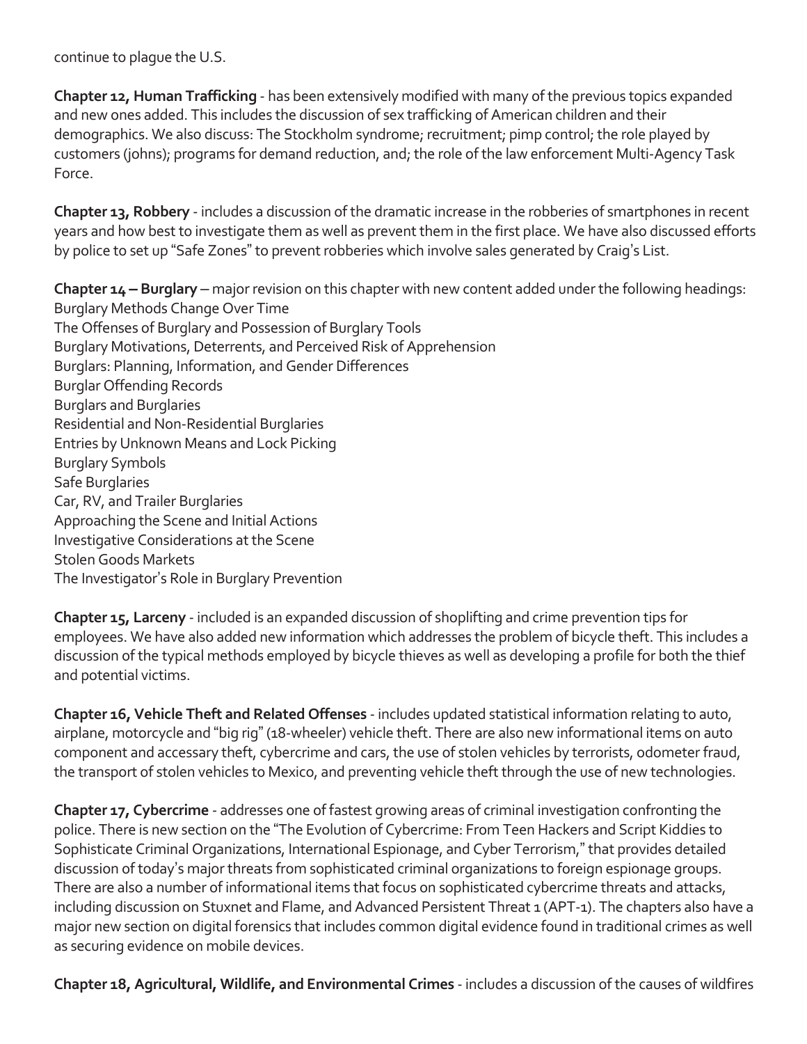continue to plague the U.S.

**Chapter 12, Human Trafficking** - has been extensively modified with many of the previous topics expanded and new ones added. This includes the discussion of sex trafficking of American children and their demographics. We also discuss: The Stockholm syndrome; recruitment; pimp control; the role played by customers (johns); programs for demand reduction, and; the role of the law enforcement Multi-Agency Task Force.

**Chapter 13, Robbery** - includes a discussion of the dramatic increase in the robberies of smartphones in recent years and how best to investigate them as well as prevent them in the first place. We have also discussed efforts by police to set up "Safe Zones" to prevent robberies which involve sales generated by Craig's List.

**Chapter 14 – Burglary** – major revision on this chapter with new content added under the following headings:
Burglary Methods Change Over Time
The Offenses of Burglary and Possession of Burglary Tools
Burglary Motivations, Deterrents, and Perceived Risk of Apprehension
Burglars: Planning, Information, and Gender Differences
Burglar Offending Records
Burglars and Burglaries
Residential and Non-Residential Burglaries
Entries by Unknown Means and Lock Picking
Burglary Symbols
Safe Burglaries
Car, RV, and Trailer Burglaries
Approaching the Scene and Initial Actions
Investigative Considerations at the Scene
Stolen Goods Markets
The Investigator's Role in Burglary Prevention

**Chapter 15, Larceny** - included is an expanded discussion of shoplifting and crime prevention tips for employees. We have also added new information which addresses the problem of bicycle theft. This includes a discussion of the typical methods employed by bicycle thieves as well as developing a profile for both the thief and potential victims.

**Chapter 16, Vehicle Theft and Related Offenses** - includes updated statistical information relating to auto, airplane, motorcycle and "big rig" (18-wheeler) vehicle theft. There are also new informational items on auto component and accessary theft, cybercrime and cars, the use of stolen vehicles by terrorists, odometer fraud, the transport of stolen vehicles to Mexico, and preventing vehicle theft through the use of new technologies.

**Chapter 17, Cybercrime** - addresses one of fastest growing areas of criminal investigation confronting the police. There is new section on the "The Evolution of Cybercrime: From Teen Hackers and Script Kiddies to Sophisticate Criminal Organizations, International Espionage, and Cyber Terrorism," that provides detailed discussion of today's major threats from sophisticated criminal organizations to foreign espionage groups. There are also a number of informational items that focus on sophisticated cybercrime threats and attacks, including discussion on Stuxnet and Flame, and Advanced Persistent Threat 1 (APT-1). The chapters also have a major new section on digital forensics that includes common digital evidence found in traditional crimes as well as securing evidence on mobile devices.

**Chapter 18, Agricultural, Wildlife, and Environmental Crimes** - includes a discussion of the causes of wildfires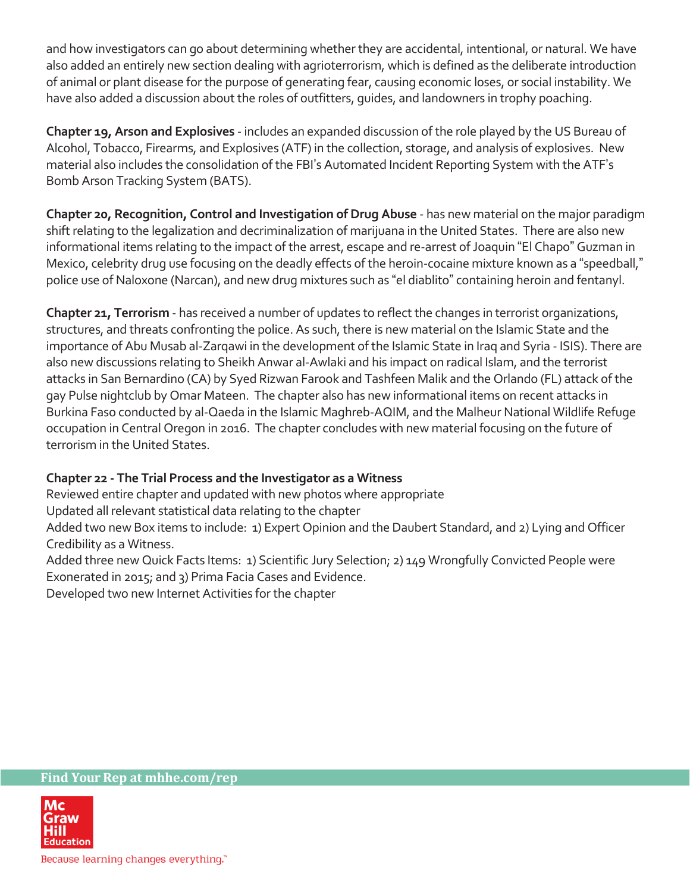and how investigators can go about determining whether they are accidental, intentional, or natural. We have also added an entirely new section dealing with agrioterrorism, which is defined as the deliberate introduction of animal or plant disease for the purpose of generating fear, causing economic loses, or social instability. We have also added a discussion about the roles of outfitters, guides, and landowners in trophy poaching.

**Chapter 19, Arson and Explosives** - includes an expanded discussion of the role played by the US Bureau of Alcohol, Tobacco, Firearms, and Explosives (ATF) in the collection, storage, and analysis of explosives. New material also includes the consolidation of the FBI's Automated Incident Reporting System with the ATF's Bomb Arson Tracking System (BATS).

**Chapter 20, Recognition, Control and Investigation of Drug Abuse** - has new material on the major paradigm shift relating to the legalization and decriminalization of marijuana in the United States. There are also new informational items relating to the impact of the arrest, escape and re-arrest of Joaquin "El Chapo" Guzman in Mexico, celebrity drug use focusing on the deadly effects of the heroin-cocaine mixture known as a "speedball," police use of Naloxone (Narcan), and new drug mixtures such as "el diablito" containing heroin and fentanyl.

**Chapter 21, Terrorism** - has received a number of updates to reflect the changes in terrorist organizations, structures, and threats confronting the police. As such, there is new material on the Islamic State and the importance of Abu Musab al-Zarqawi in the development of the Islamic State in Iraq and Syria - ISIS). There are also new discussions relating to Sheikh Anwar al-Awlaki and his impact on radical Islam, and the terrorist attacks in San Bernardino (CA) by Syed Rizwan Farook and Tashfeen Malik and the Orlando (FL) attack of the gay Pulse nightclub by Omar Mateen. The chapter also has new informational items on recent attacks in Burkina Faso conducted by al-Qaeda in the Islamic Maghreb-AQIM, and the Malheur National Wildlife Refuge occupation in Central Oregon in 2016. The chapter concludes with new material focusing on the future of terrorism in the United States.

**Chapter 22 - The Trial Process and the Investigator as a Witness**

Reviewed entire chapter and updated with new photos where appropriate
Updated all relevant statistical data relating to the chapter
Added two new Box items to include: 1) Expert Opinion and the Daubert Standard, and 2) Lying and Officer Credibility as a Witness.
Added three new Quick Facts Items: 1) Scientific Jury Selection; 2) 149 Wrongfully Convicted People were Exonerated in 2015; and 3) Prima Facia Cases and Evidence.
Developed two new Internet Activities for the chapter

**Find Your Rep at mhhe.com/rep**

Mc Graw Hill Education

Because learning changes everything.™